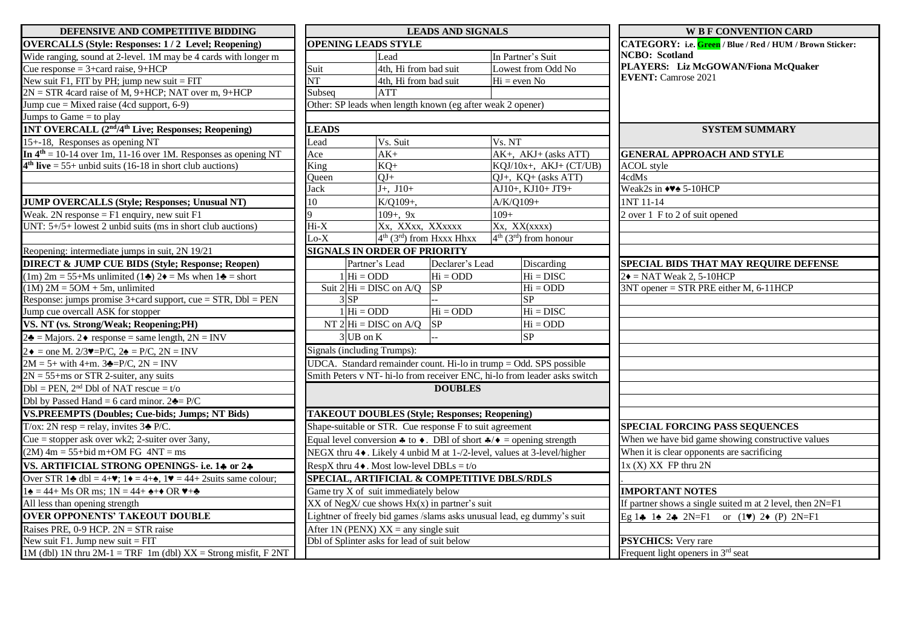# DEFENSIVE AND COMPETITIVE BIDDING

**OVERCALLS (Style: Responses: 1 / 2 Level; Reopening)**

Wide ranging, sound at 2-level. 1M may be 4 cards with longer m
Cue response = 3+card raise, 9+HCP
New suit F1, FIT by PH; jump new suit = FIT
2N = STR 4card raise of M, 9+HCP; NAT over m, 9+HCP
Jump cue = Mixed raise (4cd support, 6-9)
Jumps to Game = to play

**1NT OVERCALL (2nd/4th Live; Responses; Reopening)**

15+-18, Responses as opening NT
**In 4th** = 10-14 over 1m, 11-16 over 1M. Responses as opening NT
**4th live** = 55+ unbid suits (16-18 in short club auctions)

**JUMP OVERCALLS (Style; Responses; Unusual NT)**

Weak. 2N response = F1 enquiry, new suit F1
UNT: 5+/5+ lowest 2 unbid suits (ms in short club auctions)

Reopening: intermediate jumps in suit, 2N 19/21

**DIRECT & JUMP CUE BIDS (Style; Response; Reopen)**

(1m) 2m = 55+Ms unlimited (1♣) 2♦ = Ms when 1♣ = short
(1M) 2M = 5OM + 5m, unlimited
Response: jumps promise 3+card support, cue = STR, Dbl = PEN
Jump cue overcall ASK for stopper

**VS. NT (vs. Strong/Weak; Reopening;PH)**

2♣ = Majors. 2♦ response = same length, 2N = INV
2♦ = one M. 2/3♥=P/C, 2♠ = P/C, 2N = INV
2M = 5+ with 4+m. 3♣=P/C, 2N = INV
2N = 55+ms or STR 2-suiter, any suits
Dbl = PEN, 2nd Dbl of NAT rescue = t/o
Dbl by Passed Hand = 6 card minor. 2♣= P/C

**VS.PREEMPTS (Doubles; Cue-bids; Jumps; NT Bids)**

T/ox: 2N resp = relay, invites 3♣ P/C.
Cue = stopper ask over wk2; 2-suiter over 3any,
(2M) 4m = 55+bid m+OM FG 4NT = ms

**VS. ARTIFICIAL STRONG OPENINGS- i.e. 1♣ or 2♣**

Over STR 1♣ dbl = 4+♥; 1♦ = 4+♠, 1♥ = 44+ 2suits same colour;
1♠ = 44+ Ms OR ms; 1N = 44+ ♠+♦ OR ♥+♣
All less than opening strength

**OVER OPPONENTS' TAKEOUT DOUBLE**

Raises PRE, 0-9 HCP. 2N = STR raise
New suit F1. Jump new suit = FIT
1M (dbl) 1N thru 2M-1 = TRF 1m (dbl) XX = Strong misfit, F 2NT

# LEADS AND SIGNALS

**OPENING LEADS STYLE**

| | Lead | In Partner's Suit |
|---|---|---|
| Suit | 4th, Hi from bad suit | Lowest from Odd No |
| NT | 4th, Hi from bad suit | Hi = even No |
| Subseq | ATT | |

Other: SP leads when length known (eg after weak 2 opener)

**LEADS**

| Lead | Vs. Suit | Vs. NT |
|---|---|---|
| Ace | AK+ | AK+, AKJ+ (asks ATT) |
| King | KQ+ | KQJ/10x+, AKJ+ (CT/UB) |
| Queen | QJ+ | QJ+, KQ+ (asks ATT) |
| Jack | J+, J10+ | AJ10+, KJ10+ JT9+ |
| 10 | K/Q109+, | A/K/Q109+ |
| 9 | 109+, 9x | 109+ |
| Hi-X | Xx, XXxx, XXxxxx | Xx, XX(xxxx) |
| Lo-X | 4th (3rd) from Hxxx Hhxx | 4th (3rd) from honour |

**SIGNALS IN ORDER OF PRIORITY**

| | | Partner's Lead | Declarer's Lead | Discarding |
|---|---|---|---|---|
| | 1 | Hi = ODD | Hi = ODD | Hi = DISC |
| Suit | 2 | Hi = DISC on A/Q | SP | Hi = ODD |
| | 3 | SP | -- | SP |
| | 1 | Hi = ODD | Hi = ODD | Hi = DISC |
| NT | 2 | Hi = DISC on A/Q | SP | Hi = ODD |
| | 3 | UB on K | -- | SP |

Signals (including Trumps):
UDCA. Standard remainder count. Hi-lo in trump = Odd. SPS possible
Smith Peters v NT- hi-lo from receiver ENC, hi-lo from leader asks switch

# DOUBLES

**TAKEOUT DOUBLES (Style; Responses; Reopening)**

Shape-suitable or STR. Cue response F to suit agreement
Equal level conversion ♣ to ♦. DBl of short ♣/♦ = opening strength
NEGX thru 4♦. Likely 4 unbid M at 1-/2-level, values at 3-level/higher
RespX thru 4♦. Most low-level DBLs = t/o

**SPECIAL, ARTIFICIAL & COMPETITIVE DBLS/RDLS**

Game try X of suit immediately below
XX of NegX/ cue shows Hx(x) in partner's suit
Lightner of freely bid games /slams asks unusual lead, eg dummy's suit
After 1N (PENX) XX = any single suit
Dbl of Splinter asks for lead of suit below

# W B F CONVENTION CARD

**CATEGORY: i.e. Green / Blue / Red / HUM / Brown Sticker:**
**NCBO: Scotland**
**PLAYERS: Liz McGOWAN/Fiona McQuaker**
**EVENT:** Camrose 2021

## SYSTEM SUMMARY

**GENERAL APPROACH AND STYLE**

ACOL style
4cdMs
Weak2s in ♦♥♠ 5-10HCP
1NT 11-14
2 over 1 F to 2 of suit opened

**SPECIAL BIDS THAT MAY REQUIRE DEFENSE**

2♦ = NAT Weak 2, 5-10HCP
3NT opener = STR PRE either M, 6-11HCP

**SPECIAL FORCING PASS SEQUENCES**

When we have bid game showing constructive values
When it is clear opponents are sacrificing
1x (X) XX FP thru 2N

**IMPORTANT NOTES**

If partner shows a single suited m at 2 level, then 2N=F1
Eg 1♣ 1♠ 2♣ 2N=F1 or (1♥) 2♦ (P) 2N=F1

**PSYCHICS:** Very rare
Frequent light openers in 3rd seat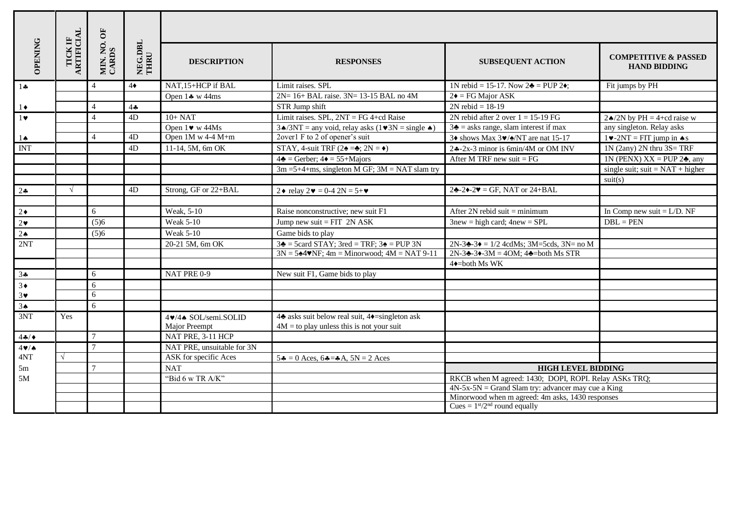| OPENING | TICK IF ARTIFICIAL | MIN. NO. OF CARDS | NEG.DBL THRU | DESCRIPTION | RESPONSES | SUBSEQUENT ACTION | COMPETITIVE & PASSED HAND BIDDING |
|---|---|---|---|---|---|---|---|
| 1♣ | | 4 | 4♦ | NAT,15+HCP if BAL | Limit raises. SPL | 1N rebid = 15-17. Now 2♣ = PUP 2♦; | Fit jumps by PH |
| | | | | Open 1♣ w 44ms | 2N= 16+ BAL raise. 3N= 13-15 BAL no 4M | 2♦ = FG Major ASK | |
| 1♦ | | 4 | 4♣ | | STR Jump shift | 2N rebid = 18-19 | |
| 1♥ | | 4 | 4D | 10+ NAT | Limit raises. SPL, 2NT = FG 4+cd Raise | 2N rebid after 2 over 1 = 15-19 FG | 2♠/2N by PH = 4+cd raise w |
| | | | | Open 1♥ w 44Ms | 3♠/3NT = any void, relay asks (1♥3N = single ♠) | 3♣ = asks range, slam interest if max | any singleton. Relay asks |
| 1♠ | | 4 | 4D | Open 1M w 4-4 M+m | 2over1 F to 2 of opener's suit | 3♦ shows Max 3♥/♠/NT are nat 15-17 | 1♥-2NT = FIT jump in ♠s |
| INT | | | 4D | 11-14, 5M, 6m OK | STAY, 4-suit TRF (2♠ =♣; 2N = ♦) | 2♣-2x-3 minor is 6min/4M or OM INV | 1N (2any) 2N thru 3S= TRF |
| | | | | | 4♣ = Gerber; 4♦ = 55+Majors | After M TRF new suit = FG | 1N (PENX) XX = PUP 2♣, any |
| | | | | | 3m =5+4+ms, singleton M GF; 3M = NAT slam try | | single suit; suit = NAT + higher |
| | | | | | | | suit(s) |
| 2♣ | √ | | 4D | Strong, GF or 22+BAL | 2♦ relay 2♥ = 0-4 2N = 5+♥ | 2♣-2♦-2♥ = GF, NAT or 24+BAL | |
| | | | | | | | |
| 2♦ | | 6 | | Weak, 5-10 | Raise nonconstructive; new suit F1 | After 2N rebid suit = minimum | In Comp new suit = L/D. NF |
| 2♥ | | (5)6 | | Weak 5-10 | Jump new suit = FIT 2N ASK | 3new = high card; 4new = SPL | DBL = PEN |
| 2♠ | | (5)6 | | Weak 5-10 | Game bids to play | | |
| 2NT | | | | 20-21 5M, 6m OK | 3♣ = 5card STAY; 3red = TRF; 3♠ = PUP 3N | 2N-3♣-3♦ = 1/2 4cdMs; 3M=5cds, 3N= no M | |
| | | | | | 3N = 5♠4♥NF; 4m = Minorwood; 4M = NAT 9-11 | 2N-3♣-3♦-3M = 4OM; 4♣=both Ms STR | |
| | | | | | | 4♦=both Ms WK | |
| 3♣ | | 6 | | NAT PRE 0-9 | New suit F1, Game bids to play | | |
| 3♦ | | 6 | | | | | |
| 3♥ | | 6 | | | | | |
| 3♠ | | 6 | | | | | |
| 3NT | Yes | | | 4♥/4♠ SOL/semi.SOLID Major Preempt | 4♣ asks suit below real suit, 4♦=singleton ask 4M = to play unless this is not your suit | | |
| 4♣/♦ | | 7 | | NAT PRE, 3-11 HCP | | | |
| 4♥/♠ | | 7 | | NAT PRE, unsuitable for 3N | | | |
| 4NT | √ | | | ASK for specific Aces | 5♣ = 0 Aces, 6♣=♣A, 5N = 2 Aces | | |
| 5m | | 7 | | NAT | | **HIGH LEVEL BIDDING** | |
| 5M | | | | "Bid 6 w TR A/K" | | RKCB when M agreed: 1430; DOPI, ROPI. Relay ASKs TRQ; | |
| | | | | | | 4N-5x-5N = Grand Slam try: advancer may cue a King | |
| | | | | | | Minorwood when m agreed: 4m asks, 1430 responses | |
| | | | | | | Cues = 1st/2nd round equally | |